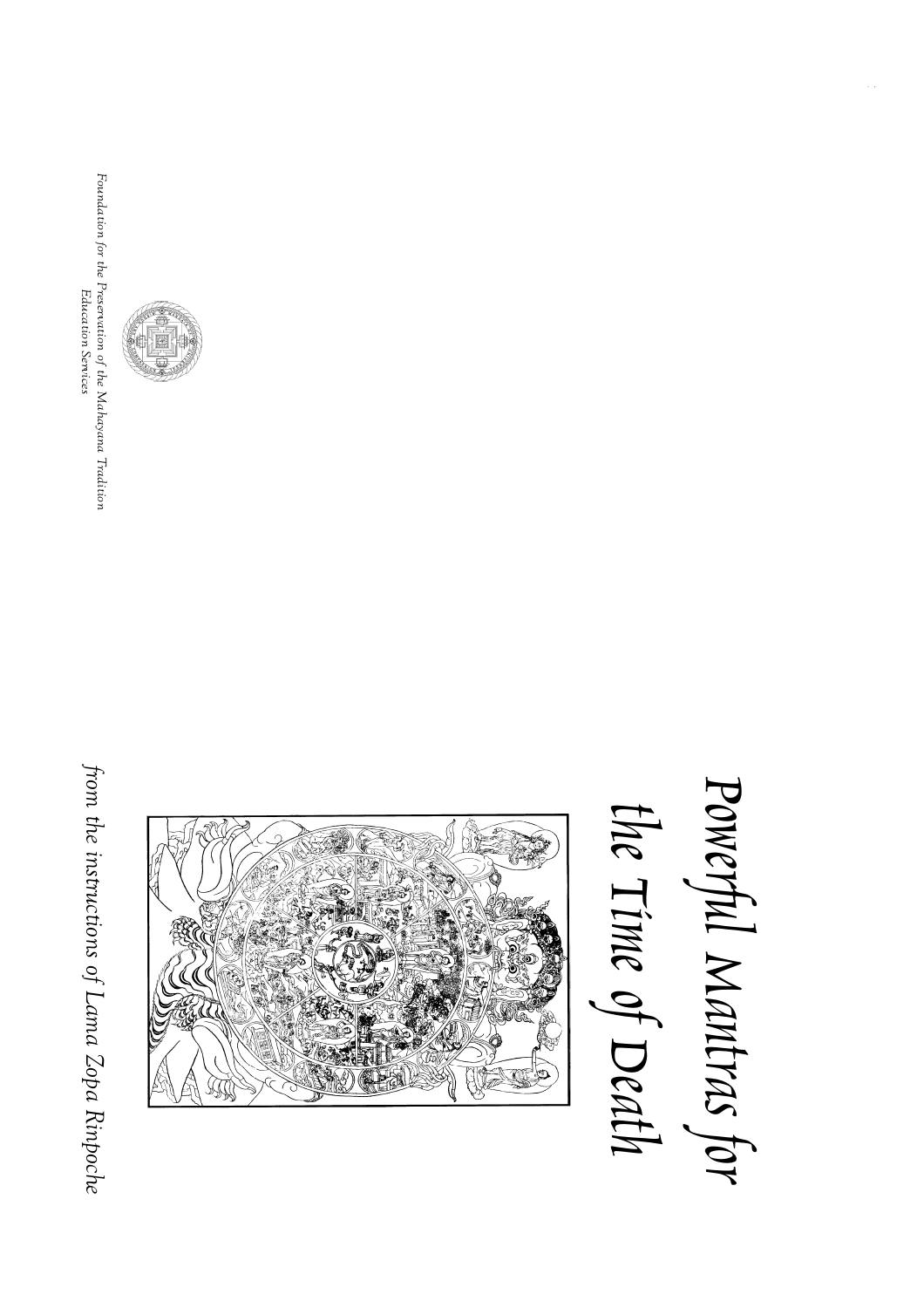# Powerful Mantras for the Time of Death

*from the instructions of Lama Zopa Rinpoche*

*Foundation for the Preservation of the Mahayana Tradition*
*Education Services*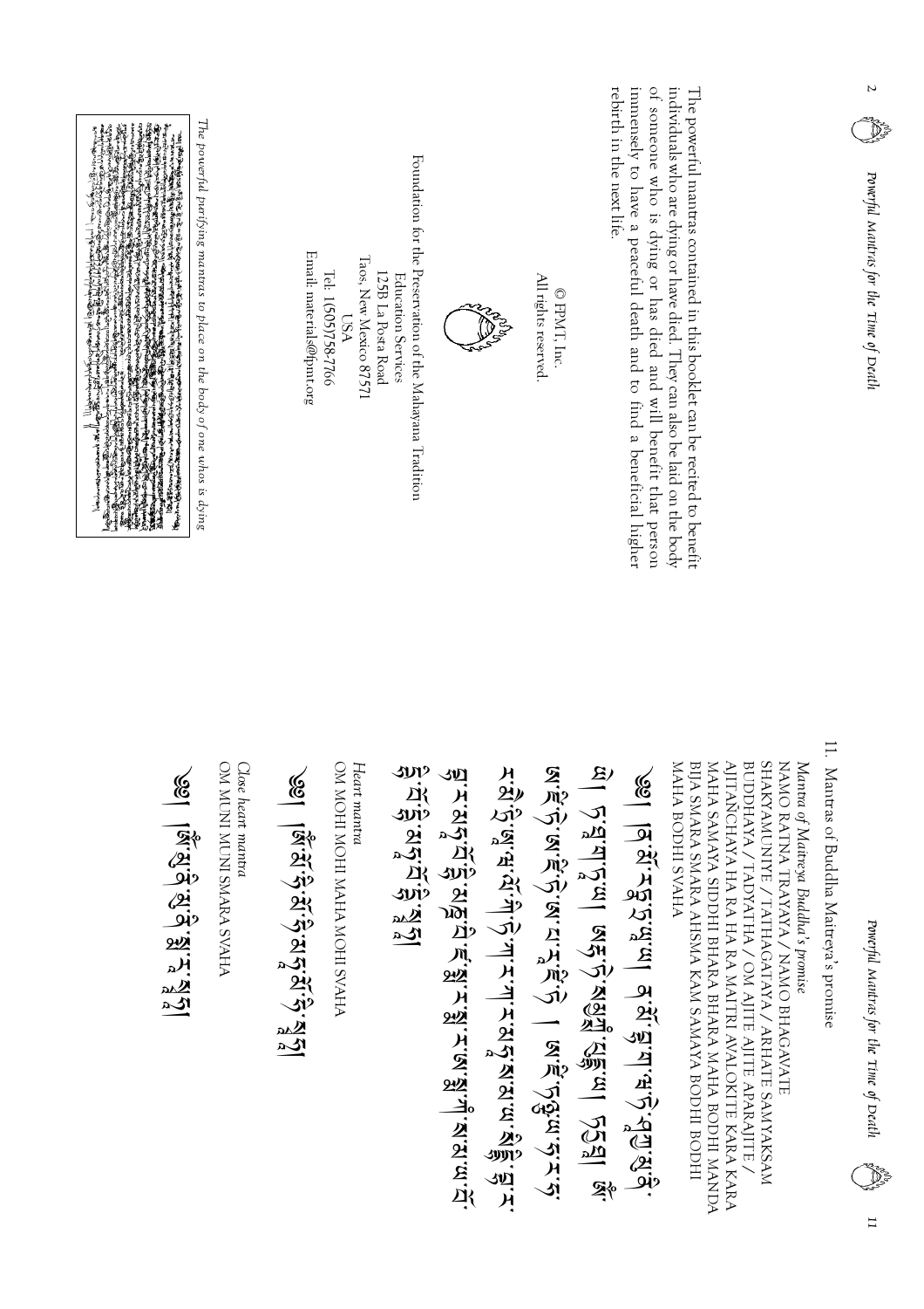The powerful mantras contained in this booklet can be recited to benefit individuals who are dying or have died. They can also be laid on the body of someone who is dying or has died and will benefit that person immensely to have a peaceful death and to find a beneficial higher rebirth in the next life.

© FPMT, Inc.
All rights reserved.

Foundation for the Preservation of the Mahayana Tradition
Education Services
125B La Posta Road
Taos, New Mexico 87571
USA
Tel: 1(505)758-7766
Email: materials@fpmt.org

*The powerful purifying mantras to place on the body of one whos is dying*

## 11. Mantras of Buddha Maitreya's promise

*Mantra of Maitreya Buddha's promise*

NAMO RATNA TRAYAYA / NAMO BHAGAVATE SHAKYAMUNIYE / TATHAGATAYA / ARHATE SAMYAKSAM BUDDHAYA / TADYATHA / OM AJITE AJITE APARAJITE / AJITAÑCHAYA HA RA HA RA MAITRI AVALOKITE KARA KARA MAHA SAMAYA SIDDHI BHARA BHARA MAHA BODHI MANDA BIJA SMARA SMARA AHSMA KAM SAMAYA BODHI BODHI MAHA BODHI SVAHA

༄། །ན་མོ་རཏྣ་ཏྲ་ཡཱ་ཡ། ན་མོ་བྷ་ག་ཝ་ཏེ་ཤཱཀྱ་མུ་ནེ་ཡེ། ཏ་ཐཱ་ག་ཏཱ་ཡ། ཨརྷ་ཏེ་སམྱཀ྄་སཾ་བུདྡྷཱ་ཡ། ཏདྱ་ཐཱ། ཨོཾ་ཨ་ཛི་ཏེ་ཨ་ཛི་ཏེ་ཨ་པ་ར་ཛི་ཏེ། ཨ་ཛི་ཏཉྩ་ཡ་ཧ་ར་ཧ་ར་མཻ་ཏྲི་ཨ་ཝ་ལོ་ཀི་ཏེ་ཀ་ར་ཀ་ར་མ་ཧཱ་ས་མ་ཡ་སིདྡྷི་བྷ་ར་བྷ་ར་མ་ཧཱ་བོ་དྷི་མཎྜ་བཱི་ཛ་སྨ་ར་སྨ་ར་ཨ་སྨ་ཀཾ་ས་མ་ཡ་བོ་དྷི་བོ་དྷི་མ་ཧཱ་བོ་དྷི་སྭཱ་ཧཱ།

*Heart mantra*

OM MOHI MOHI MAHA MOHI SVAHA

༄། །ཨོཾ་མོ་ཧི་མོ་ཧི་མ་ཧཱ་མོ་ཧི་སྭཱ་ཧཱ།

*Close heart mantra*

OM MUNI MUNI SMARA SVAHA

༄། །ཨོཾ་མུ་ནི་མུ་ནི་སྨ་ར་སྭཱ་ཧཱ།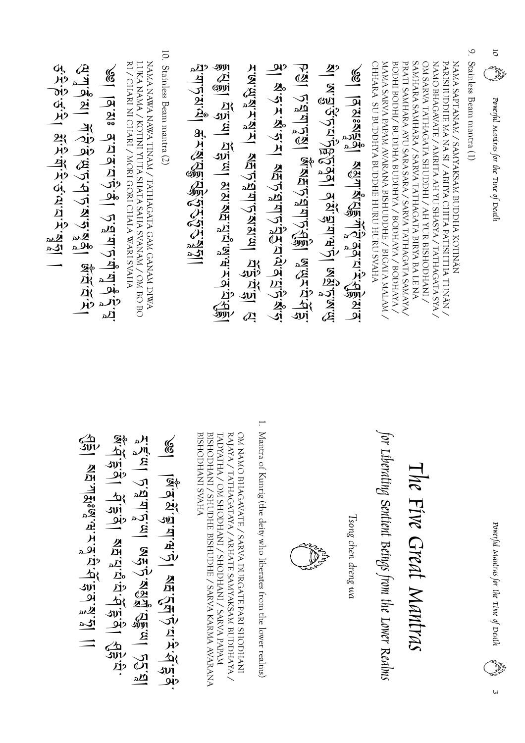# The Five Great Mantras

*for Liberating Sentient Beings from the Lower Realms*

*Tsong chen dreng ua*

1. Mantra of Kunrig (the deity who liberates from the lower realms)

OM NAMO BHAGAVATE / SARVA DURGATE PARI SHODHANI RAJAYA / TATHAGATAYA / ARHATE SAMYAKSAM BUDDHAYA / TADYATHA / OM SHODHANI / SHODHANI / SARVA PAPAM BISHODHANI / SHUDHE BISHUDHE / SARVA KARMA AVARANA BISHODHANI SVAHA

ༀ་ན་མོ་བྷ་ག་ཝ་ཏེ། སརྦ་དུརྒ་ཏེ་པ་རི་ཤོ་དྷ་ན་ར་ཛ་ཡ། ཏ་ཐཱ་ག་ཏཱ་ཡ། ཨརྷ་ཏེ་སམྱཀྶཾ་བུདྡྷཱ་ཡ། ཏདྱ་ཐཱ། ༀ་ཤོ་དྷ་ནི། ཤོ་དྷ་ནི། སརྦ་པཱ་པཾ་བི་ཤོ་དྷ་ནི། ཤུདྡྷེ་བི་ཤུདྡྷེ། སརྦ་ཀརྨ་ཨཱ་ཝ་ར་ཎ་བི་ཤོ་དྷ་ནི་སྭཱ་ཧཱ། །

9. Stainless Beam mantra (1)

NAMA SAPTANAM / SAMYAKSAM BUDDHA KOTINĀN PARISHUDDHE MA NA SI / ABHYA CHITA PATISHTHA TUNĀN / NAMO BHAGAVATE / AMRITA AH YU SHASYA / TATHAGATA SYA / OM SARVA TATHAGATA SHUDDHI / AH YUR BISHODHANI / SAMHARA SAMHARA / SARVA TATHAGATA BIRYA BA LE NA PRATI SAMHARA AYU SARA SARA / SARVA TATHAGATA SAMAYA/ BODHI BODHI/ BUDDHA BUDDHYA / BODHAYA / BODHAYA / MAMA SARVA PAPAM AVARANA BISHUDDHE / BIGATA MALAM / CHHARA SU BUDDHYA BUDDHE HURU HURU SVAHA

ༀ། ན་མཿསཔྟཱ་ནཱཾ། སམྱཀྶཾ་བུདྡྷ་ཀོ་ཊི་ནཱ་ནཾ། པ་རི་ཤུདྡྷེ་མ་ན་སི། ཨ་བྷྱ་ཙིཏྟ་པྲ་ཏིཥྛི་ཏཱ་ནཱཾ། ན་མོ་བྷ་ག་ཝ་ཏེ། ཨ་མྲྀ་ཏ་ཨཱ་ཡུ་ཤཱ་སྱ། ཏ་ཐཱ་ག་ཏ་སྱ། ༀ་སརྦ་ཏ་ཐཱ་ག་ཏ་ཤུདྡྷེ། ཨཱ་ཡུར་བི་ཤོ་དྷ་ནི། སཾ་ཧ་ར་སཾ་ཧ་ར། སརྦ་ཏ་ཐཱ་ག་ཏ་བཱིརྱ་བ་ལེ་ན། པྲ་ཏི་སཾ་ཧ་ར་ཨཱ་ཡུཿ སཱ་ར་སཱ་ར། སརྦ་ཏ་ཐཱ་ག་ཏ་ས་མ་ཡ། བོ་དྷི་བོ་དྷི། བུདྡྷྱ་བུདྡྷྱ། བོ་དྷ་ཡ་བོ་དྷ་ཡ། མ་མ་སརྦ་པཱ་པཾ་ཨཱ་ཝ་ར་ཎ་བི་ཤུདྡྷེ། བི་ག་ཏ་མ་ལཾ། ཙ་ར་སུ་བུདྡྷྱ་བུདྡྷེ་ཧུ་རུ་ཧུ་རུ་སྭཱ་ཧཱ།

10. Stainless Beam mantra (2)

NAMA NAWA NAWA TINAM / TATHAGATA GAM GANAM DIWA LUKA NAMA / KOTINI YUTA SHATA SAHA SVANAM / OM BO BO RI / CHARI NI CHARI / MORI GORI CHALA WARI SVAHA

ༀ། ན་མཿ ན་བ་ན་བ་ཏཱི་ནཱཾ། ཏ་ཐཱ་ག་ཏ་གངྒཱ་ན་དཱི་བཱ་ལུ་ཀཱ་ནཱཾ། ཀོ་ཊི་ནི་ཡུ་ཏ་ཤ་ཏ་ས་ཧ་སྲཱ་ཎཱཾ། ༀ་བོ་བོ་རི། ཙ་རི་ཎི་ཙ་རི། མོ་རི་གོ་རི་ཙ་ལ་བཱ་རི་སྭཱ་ཧཱ། །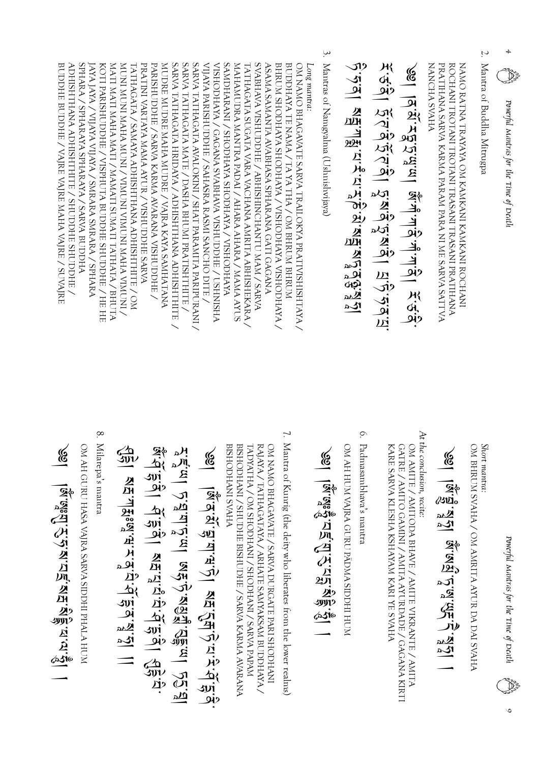## 2. Mantra of Buddha Mitrugpa

NAMO RATNA TRAYAYA OM KAMKANI KAMKANI ROCHANI ROCHANI TROTANI TROTANI TRASANI TRASANI PRATIHANA PRATIHANA SARVA KARMA PARAM PARA NI ME SARVA SATTVA NANCHA SVAHA

༄༅། །ན་མོ་རཏྣ་ཏྲ་ཡཱ་ཡ། ཨོཾ་ཀཾ་ཀ་ནི་ཀཾ་ཀ་ནི། རོ་ཙ་ནི་རོ་ཙ་ནི། ཏྲོ་ཊ་ནི་ཏྲོ་ཊ་ནི། ཏྲཱ་ས་ནི་ཏྲཱ་ས་ནི། པྲ་ཏི་ཧ་ན་པྲ་ཏི་ཧ་ན། སརྦ་ཀརྨ་པ་རཾ་པ་ར་ནི་མེ་སརྦ་སཏྭ་ནཉྩ་སྭཱ་ཧཱ།

## 3. Mantras of Namgyalma (Ushnishvijaya)

*Long mantra:*

OM NAMO BHAGAVATE SARVA TRAILOKYA PRATIVISHISHTAYA / BUDDHAYA TE NAMA / TA YA THA / OM BHRUM BHRUM BHRUM SHODHAYA SHODHAYA / VISHODHAYA VISHODHAYA / ASAMA SAMANTA AVABHASA SPHARANA GATI GAGANA SVABHAVA VISHUDDHE / ABHISHINCHANTU MAM / SARVA TATHAGATA SUGATA VARA VACHANA AMRITA ABHISHEKARA / MAHAMUDRA MANTRA PADAI / AHARA AHARA / MAMA AYUS SAMDHARANI / SHODHAYA SHODHAYA / VISHODHAYA VISHODHAYA / GAGANA SVABHAVA VISHUDDHE / USHNISHA VIJAYA PARISHUDDHE / SAHASRA RASMI SANCHO DITE / SARVA TATHAGATA AVALOKINI / SHAT PARAMITA PARIPURANI / SARVA TATHAGATA MATE / DASHA BHUMI PRATISHTHITE / SARVA TATHAGATA HRIDAYA / ADHISHTHANA ADHISHTHITE / MUDRE MUDRE MAHA MUDRE / VAJRA KAYA SAMHATANA PARISHUDDHE / SARVA KARMA AVARANA VISHUDDHE / PRATINI VARTAYA MAMA AYUR / VISHUDDHE SARVA TATHAGATA / SAMAYA ADHISHTHANA ADHISHTHITE / OM MUNI MUNI MAHA MUNI / VIMUNI VIMUNI MAHA VIMUNI / MATI MATI MAHA MATI / MAMATI SUMATI TATHATA / BHUTA KOTI PARISHUDDHE / VISPHUTA BUDDHE SHUDDHE / HE HE JAYA JAYA / VIJAYA VIJAYA / SMRARA SMRARA / SPHARA SPHARA / SPHARAYA SPHARAYA / SARVA BUDDHA ADHISHTHANA ADHISHTHITE / SHUDDHE SHUDDHE / BUDDHE BUDDHE / VAJRE VAJRE MAHA VAJRE / SUVAJRE

*Short mantra:*

OM BHRUM SVAHA / OM AMRITA AYUR DA DAI SVAHA

༄༅། །ཨོཾ་བྷྲཱུཾ་སྭཱ་ཧཱ། ཨོཾ་ཨ་མྲི་ཏ་ཨཱ་ཡུར་ད་དེ་སྭཱ་ཧཱ། །

*At the conclusion, recite:*

OM AMITE / AMITODA BHAVE / AMITE VIKRANTE / AMITA GATRE / AMITO GAMINI / AMITA AYURDADE / GAGANA KIRTI KARE SARVA KLESHA KSHAYAM KARI YE SVAHA

## 6. Padmasambhava's mantra

OM AH HUM VAJRA GURU PADMA SIDDHI HUM

༄༅། །ཨོཾ་ཨཱཿཧཱུྃ་བཛྲ་གུ་རུ་པདྨ་སིདྡྷི་ཧཱུྃ། །

## 7. Mantra of Kunrig (the deity who liberates from the lower realms)

OM NAMO BHAGAVATE / SARVA DURGATE PARI SHODHANI RAJAYA / TATHAGATAYA / ARHATE SAMYAKSAM BUDDHAYA / TADYATHA / OM SHODHANI / SHODHANI / SARVA PAPAM BISHODHANI / SHUDHE BISHUDHE / SARVA KARMA AVARANA BISHODHANI SVAHA

༄༅། །ཨོཾ་ན་མོ་བྷ་ག་ཝ་ཏེ། སརྦ་དུརྒ་ཏེ་པ་རི་ཤོ་དྷ་ནི་ར་ཛཱ་ཡ། ཏ་ཐཱ་ག་ཏཱ་ཡ། ཨརྷ་ཏེ་སམྱཀ྄་སཾ་བུདྡྷཱ་ཡ། ཏདྱ་ཐཱ། ཨོཾ་ཤོ་དྷ་ནི། ཤོ་དྷ་ནི། སརྦ་པཱ་པཾ་བི་ཤོ་དྷ་ནི། ཤུདྡྷེ་བི་ཤུདྡྷེ། སརྦ་ཀརྨ་ཨཱ་ཝ་ར་ཎ་བི་ཤོ་དྷ་ནི་སྭཱ་ཧཱ། །

## 8. Milarepa's mantra

OM AH GURU HASA VAJRA SARVA SIDDHI PHALA HUM

༄༅། །ཨོཾ་ཨཱཿགུ་རུ་ཧ་ས་བཛྲ་སརྦ་སིདྡྷི་ཕ་ལ་ཧཱུྃ། །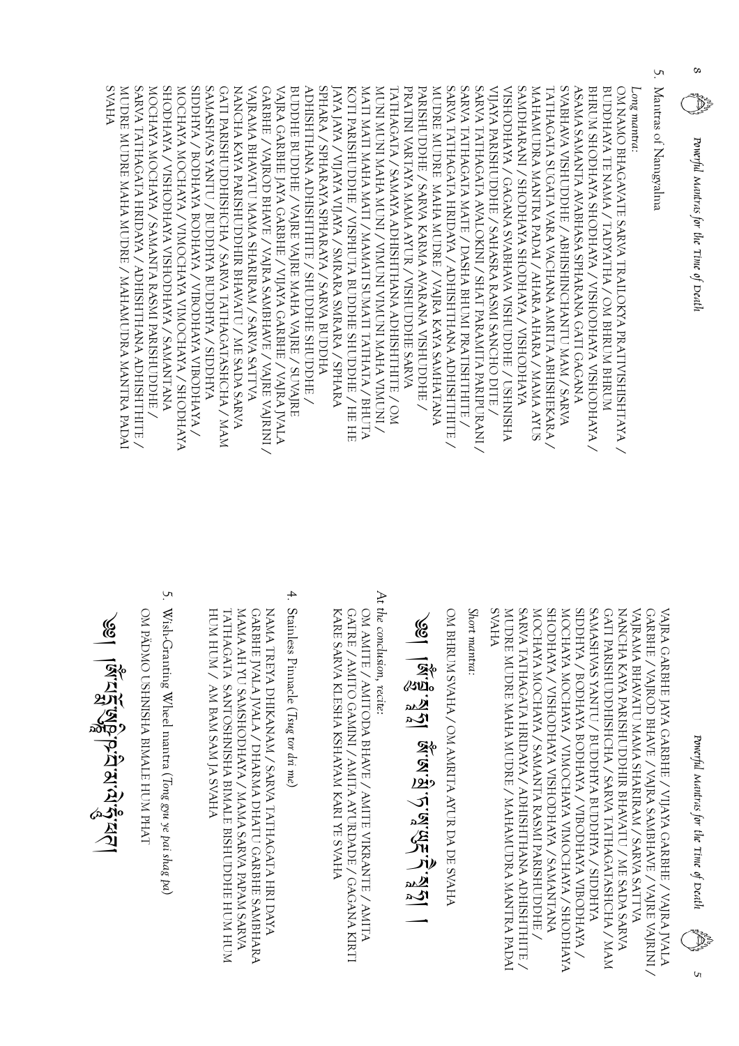5. Mantras of Namgyalma

*Long mantra:*

OM NAMO BHAGAVATE SARVA TRAILOKYA PRATIVISHISHTAYA /
BUDDHAYA TE NAMA / TADYATHA / OM BHRUM BHRUM
BHRUM SHODHAYA SHODHAYA / VISHODHAYA VISHODHAYA /
ASAMA SAMANTA AVABHASA SPHARANA GATI GAGANA
SVABHAVA VISHUDDHE / ABHISHINCHANTU MAM / SARVA
TATHAGATA SUGATA VARA VACHANA AMRITA ABHISHEKARA /
MAHAMUDRA MANTRA PADAI / AHARA AHARA / MAMA AYUS
SAMDHARANI / SHODHAYA SHODHAYA / VISHODHAYA
VISHODHAYA / GAGANA SVABHAVA VISHUDDHE / USHNISHA
VIJAYA PARISHUDDHE / SAHASRA RASMI SANCHO DITE /
SARVA TATHAGATA AVALOKINI / SHAT PARAMITA PARIPURANI /
SARVA TATHAGATA MATE / DASHA BHUMI PRATISHTHITE /
SARVA TATHAGATA HRIDAYA / ADHISHTHANA ADHISHTHITE /
MUDRE MUDRE MAHA MUDRE / VAJRA KAYA SAMHATANA
PARISHUDDHE / SARVA KARMA AVARANA VISHUDDHE /
PRATINI VARTAYA MAMA AYUR / VISHUDDHE SARVA
TATHAGATA / SAMAYA ADHISHTHANA ADHISHTHITE / OM
MUNI MUNI MAHA MUNI / VIMUNI VIMUNI MAHA VIMUNI /
MATI MATI MAHA MATI / MAMATI SUMATI TATHATA / BHUTA
KOTI PARISHUDDHE / VISPHUTA BUDDHE SHUDDHE / HE HE
JAYA JAYA / VIJAYA VIJAYA / SMARA SMARA / SPHARA
SPHARA / SPHARAYA SPHARAYA / SARVA BUDDHA
ADHISHTHANA ADHISHTHITE / SHUDDHE SHUDDHE /
BUDDHE BUDDHE / VAJRE VAJRE MAHA VAJRE / SUVAJRE
VAJRA GARBHE JAYA GARBHE / VIJAYA GARBHE / VAJRA JVALA
GARBHE / VAJROD BHAVE / VAJRA SAMBHAVE / VAJRE VAJRINI /
VAJRAMA BHAVATU MAMA SHARIRAM / SARVA SATTVA
NANCHA KAYA PARISHUDDHIR BHAVATU / ME SADA SARVA
GATI PARISHUDDHISHCHA / SARVA TATHAGATASHCHA / MAM
SAMASHVAS YANTU / BUDDHYA BUDDHYA / SIDDHYA
SIDDHYA / BODHAYA BODHAYA / VIBODHAYA VIBODHAYA /
MOCHAYA MOCHAYA / VIMOCHAYA VIMOCHAYA / SHODHAYA
SHODHAYA / VISHODHAYA VISHODHAYA / SAMANTANA
MOCHAYA MOCHAYA / SAMANTA RASMI PARISHUDDHE /
SARVA TATHAGATA HRIDAYA / ADHISHTHANA ADHISHTHITE /
MUDRE MUDRE MAHA MUDRE / MAHAMUDRA MANTRA PADAI
SVAHA

VAJRA GARBHE JAYA GARBHE / VIJAYA GARBHE / VAJRA JVALA
GARBHE / VAJROD BHAVE / VAJRA SAMBHAVE / VAJRE VAJRINI /
VAJRAMA BHAVATU MAMA SHARIRAM / SARVA SATTVA
NANCHA KAYA PARISHUDDHIR BHAVATU / ME SADA SARVA
GATI PARISHUDDHISHCHA / SARVA TATHAGATASHCHA / MAM
SAMASHVAS YANTU / BUDDHYA BUDDHYA / SIDDHYA
SIDDHYA / BODHAYA BODHAYA / VIBODHAYA VIBODHAYA /
MOCHAYA MOCHAYA / VIMOCHAYA VIMOCHAYA / SHODHAYA
SHODHAYA / VISHODHAYA VISHODHAYA / SAMANTANA
MOCHAYA MOCHAYA / SAMANTA RASMI PARISHUDDHE /
SARVA TATHAGATA HRIDAYA / ADHISHTHANA ADHISHTHITE /
MUDRE MUDRE MAHA MUDRE / MAHAMUDRA MANTRA PADAI
SVAHA

*Short mantra:*

OM BHRUM SVAHA / OM AMRITA AYUR DA DE SVAHA

༄། །ཨོཾ་བྷྲཱུཾ་སྭཱ་ཧཱ། ཨོཾ་ཨ་མྲྀ་ཏ་ཨཱ་ཡུར་ད་དེ་སྭཱ་ཧཱ། །

*At the conclusion, recite:*

OM AMITE / AMITODA BHAVE / AMITE VIKRANTE / AMITA
GATRE / AMITO GAMINI / AMITA AYURDADE / GAGANA KIRTI
KARE SARVA KLESHA KSHAYAM KARI YE SVAHA

4. Stainless Pinnacle (*Tsug tor dri me*)

NAMA TREYA DHIKANAM / SARVA TATHAGATA HRI DAYA
GARBHE JVALA JVALA / DHARMA DHATU GARBHE SAMBHARA
MAMA AH YU SAMSHODHAYA / MAMA SARVA PAPAM SARVA
TATHAGATA SANTOSHNISHA BIMALE BISHUDDHE HUM HUM
HUM HUM / AM BAM SAM JA SVAHA

5. Wish-Granting Wheel mantra (*Tong gyu ye pai shag pa*)

OM PÄDMO USHNISHA BIMALE HUM PHAT

༄། །ཨོཾ་པདྨོ་ཨུཥྞཱི་ཥ་བི་མ་ལེ་ཧཱུྃ་ཕཊ།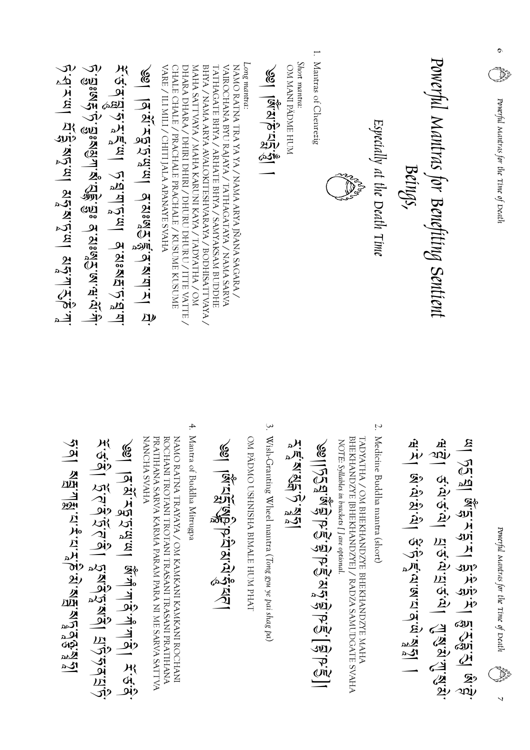# Powerful Mantras for Benefiting Sentient Beings,

## *Especially at the Death Time*

1. Mantras of Chenrezig

*Short mantra:*
OM MANI PÄDME HUM

ༀ། །ཨོཾ་མ་ཎི་པདྨེ་ཧཱུྃ། །

*Long mantra:*
NAMO RATNA TRA YA YA / NAMA ARYA JÑANA SAGARA / VAIROCHANA BYU RAJAYA / TATHAGATAYA / NAMA SARVA TATHAGATE BHYA / ARHATE BHYA / SAMYAKSAM BUDDHE BHYA / NAMA ARYA AVALOKITESHVARAYA / BODHISATTVAYA / MAHA SATTVAYA / MAHA KARUNI KAYA / TADYATHA / OM DHARA DHARA / DHIRI DHIRI / DHURU DHURU / ITTE VATTE / CHALE CHALE / PRACHALE PRACHALE / KUSUME KUSUME VARE / ILI MILI / CHITI JALA APANAYE SVAHA

ༀ། །ན་མོ་རཏྣ་ཏྲ་ཡཱ་ཡ། ན་མཿ ཨཱཪྻ་ཛྙཱ་ན་སཱ་ག་ར། བཻ་རོ་ཙ་ན་བྱཱུ་ཧ་རཱ་ཛཱ་ཡ། ཏ་ཐཱ་ག་ཏཱ་ཡ། ན་མཿ སརྦ་ཏ་ཐཱ་ག་ཏེ་བྷྱཿ ཨརྷ་ཏེ་བྷྱཿ སམྱཀྶཾ་བུདྡྷེ་བྷྱཿ ན་མཿ ཨཱཪྻ་ཨ་ཝ་ལོ་ཀི་ཏེ་ཤྭ་ར་ཡ། བོ་དྷི་སཏྭཱ་ཡ། མ་ཧཱ་སཏྭཱ་ཡ། མ་ཧཱ་ཀཱ་རུ་ཎི་ཀཱ་ཡ། ཏདྱ་ཐཱ། ཨོཾ་དྷ་ར་དྷ་ར། དྷི་རི་དྷི་རི། དྷུ་རུ་དྷུ་རུ། ཨི་ཊྚེ་ཝ་ཊྚེ། ཙ་ལེ་ཙ་ལེ། པྲ་ཙ་ལེ་པྲ་ཙ་ལེ། ཀུ་སུ་མེ་ཀུ་སུ་མེ་ཝ་རེ། ཨི་ལི་མི་ལི། ཙི་ཏི་ཛྭ་ལ་མཱ་པ་ན་ཡེ་སྭཱ་ཧཱ། །

2. Medicine Buddha mantra (short)

TADYATHA / OM BHEKHANDZYE BHEKHANDZYE MAHA BHEKHANDZYE [BHEKHANDZYE] / RADZA SAMUDGATE SVAHA
NOTE: *Syllables in brackets [ ] are optional.*

ༀ། །ཏདྱ་ཐཱ། ཨོཾ་བྷཻ་ཥ་ཛྱེ་བྷཻ་ཥ་ཛྱེ་མ་ཧཱ་བྷཻ་ཥ་ཛྱེ་[བྷཻ་ཥ་ཛྱེ།] རཱ་ཛ་ས་མུ་ངྒ་ཏེ་སྭཱ་ཧཱ།

3. Wish-Granting Wheel mantra (*Tong gyu ye pai shag pa*)

OM PÄDMO USHNISHA BIMALE HUM PHAT

ༀ། །ཨོཾ་པདྨོ་ཨུཥྞཱི་ཥ་བི་མ་ལེ་ཧཱུྃ་ཕཊ།

4. Mantra of Buddha Mitrugpa

NAMO RATNA TRAYAYA / OM KAMKANI KAMKANI ROCHANI ROCHANI TROTANI TROTANI TRASANI TRASANI PRATIHANA PRATIHANA SARVA KARMA PARAM PARA NI ME SARVA SATTVA NANCHA SVAHA

ༀ། །ན་མོ་རཏྣ་ཏྲ་ཡཱ་ཡ། ཨོཾ་ཀཾ་ཀ་ནི་ཀཾ་ཀ་ནི། རོ་ཙ་ནི་རོ་ཙ་ནི། ཏྲོ་ཊ་ནི་ཏྲོ་ཊ་ནི། ཏྲཱ་ས་ནི་ཏྲཱ་ས་ནི། པྲ་ཏི་ཧ་ན་པྲ་ཏི་ཧ་ན། སརྦ་ཀརྨ་པ་རཾ་པ་ར་ཎི་མེ་སརྦ་སཏྭཱ་ནཉྩ་སྭཱ་ཧཱ།